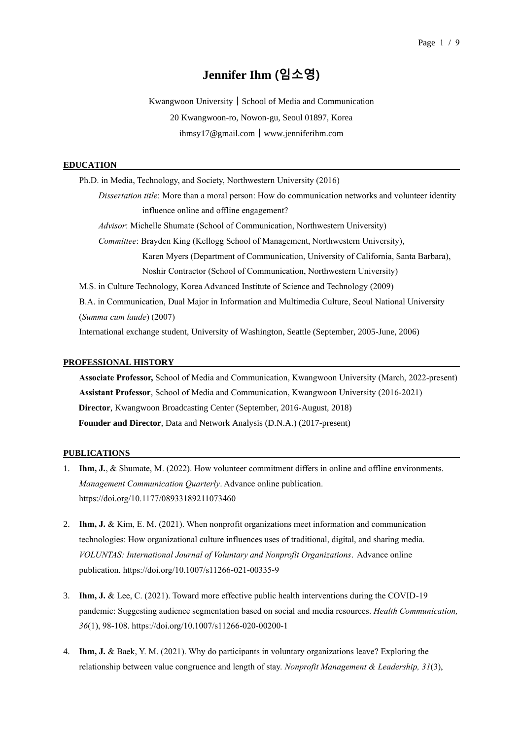# Jennifer Ihm (임소영)

Kwangwoon University | School of Media and Communication

20 Kwangwoon-ro, Nowon-gu, Seoul 01897, Korea

ihmsy17@gmail.com | www.jenniferihm.com

## EDUCATION

Ph.D. in Media, Technology, and Society, Northwestern University (2016)

*Dissertation title*: More than a moral person: How do communication networks and volunteer identity influence online and offline engagement?

*Advisor*: Michelle Shumate (School of Communication, Northwestern University)

*Committee*: Brayden King (Kellogg School of Management, Northwestern University), Karen Myers (Department of Communication, University of California, Santa Barbara), Noshir Contractor (School of Communication, Northwestern University)

M.S. in Culture Technology, Korea Advanced Institute of Science and Technology (2009)

B.A. in Communication, Dual Major in Information and Multimedia Culture, Seoul National University (*Summa cum laude*) (2007)

International exchange student, University of Washington, Seattle (September, 2005-June, 2006)

## PROFESSIONAL HISTORY

**Associate Professor,** School of Media and Communication, Kwangwoon University (March, 2022-present)

**Assistant Professor**, School of Media and Communication, Kwangwoon University (2016-2021)

**Director**, Kwangwoon Broadcasting Center (September, 2016-August, 2018)

**Founder and Director**, Data and Network Analysis (D.N.A.) (2017-present)

## PUBLICATIONS

1. **Ihm, J.**, & Shumate, M. (2022). How volunteer commitment differs in online and offline environments. *Management Communication Quarterly*. Advance online publication. https://doi.org/10.1177/08933189211073460

2. **Ihm, J.** & Kim, E. M. (2021). When nonprofit organizations meet information and communication technologies: How organizational culture influences uses of traditional, digital, and sharing media. *VOLUNTAS: International Journal of Voluntary and Nonprofit Organizations*. Advance online publication. https://doi.org/10.1007/s11266-021-00335-9

3. **Ihm, J.** & Lee, C. (2021). Toward more effective public health interventions during the COVID-19 pandemic: Suggesting audience segmentation based on social and media resources. *Health Communication, 36*(1), 98-108. https://doi.org/10.1007/s11266-020-00200-1

4. **Ihm, J.** & Baek, Y. M. (2021). Why do participants in voluntary organizations leave? Exploring the relationship between value congruence and length of stay. *Nonprofit Management & Leadership, 31*(3),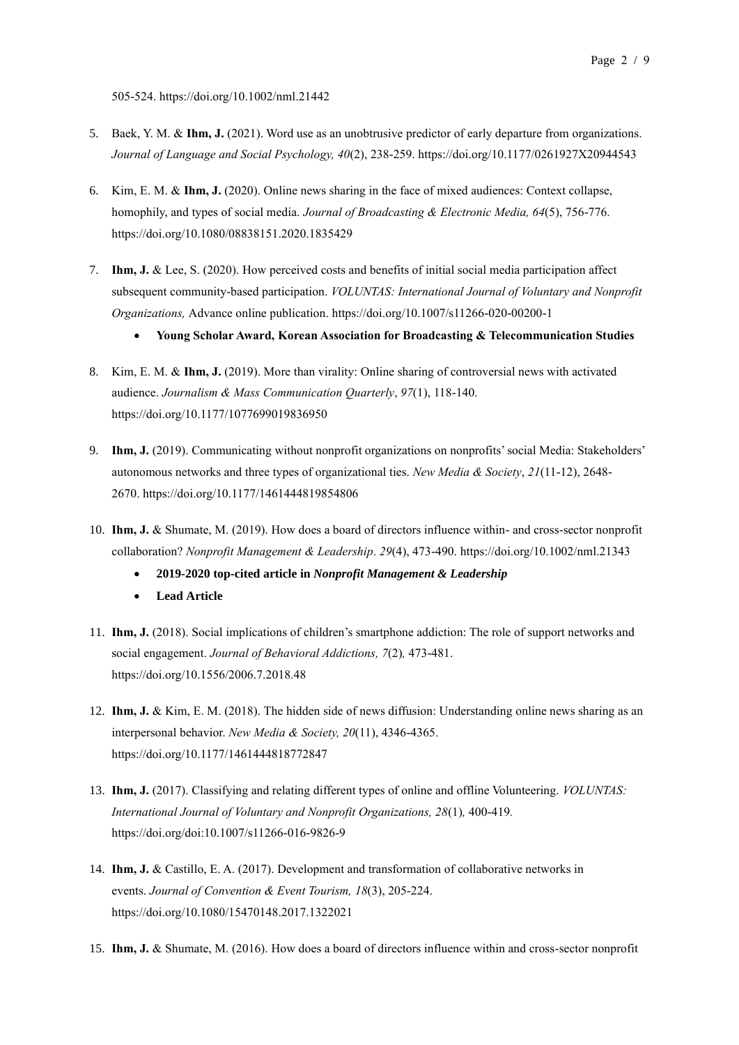505-524. https://doi.org/10.1002/nml.21442

5. Baek, Y. M. & **Ihm, J.** (2021). Word use as an unobtrusive predictor of early departure from organizations. *Journal of Language and Social Psychology, 40*(2), 238-259. https://doi.org/10.1177/0261927X20944543

6. Kim, E. M. & **Ihm, J.** (2020). Online news sharing in the face of mixed audiences: Context collapse, homophily, and types of social media. *Journal of Broadcasting & Electronic Media, 64*(5), 756-776. https://doi.org/10.1080/08838151.2020.1835429

7. **Ihm, J.** & Lee, S. (2020). How perceived costs and benefits of initial social media participation affect subsequent community-based participation. *VOLUNTAS: International Journal of Voluntary and Nonprofit Organizations,* Advance online publication. https://doi.org/10.1007/s11266-020-00200-1
   - **Young Scholar Award, Korean Association for Broadcasting & Telecommunication Studies**

8. Kim, E. M. & **Ihm, J.** (2019). More than virality: Online sharing of controversial news with activated audience. *Journalism & Mass Communication Quarterly*, *97*(1), 118-140. https://doi.org/10.1177/1077699019836950

9. **Ihm, J.** (2019). Communicating without nonprofit organizations on nonprofits' social Media: Stakeholders' autonomous networks and three types of organizational ties. *New Media & Society*, *21*(11-12), 2648-2670. https://doi.org/10.1177/1461444819854806

10. **Ihm, J.** & Shumate, M. (2019). How does a board of directors influence within- and cross-sector nonprofit collaboration? *Nonprofit Management & Leadership*. *29*(4), 473-490. https://doi.org/10.1002/nml.21343
    - **2019-2020 top-cited article in *Nonprofit Management & Leadership***
    - **Lead Article**

11. **Ihm, J.** (2018). Social implications of children's smartphone addiction: The role of support networks and social engagement. *Journal of Behavioral Addictions, 7*(2)*,* 473-481. https://doi.org/10.1556/2006.7.2018.48

12. **Ihm, J.** & Kim, E. M. (2018). The hidden side of news diffusion: Understanding online news sharing as an interpersonal behavior. *New Media & Society, 20*(11), 4346-4365. https://doi.org/10.1177/1461444818772847

13. **Ihm, J.** (2017). Classifying and relating different types of online and offline Volunteering. *VOLUNTAS: International Journal of Voluntary and Nonprofit Organizations, 28*(1)*,* 400-419*.* https://doi.org/doi:10.1007/s11266-016-9826-9

14. **Ihm, J.** & Castillo, E. A. (2017). Development and transformation of collaborative networks in events. *Journal of Convention & Event Tourism, 18*(3), 205-224. https://doi.org/10.1080/15470148.2017.1322021

15. **Ihm, J.** & Shumate, M. (2016). How does a board of directors influence within and cross-sector nonprofit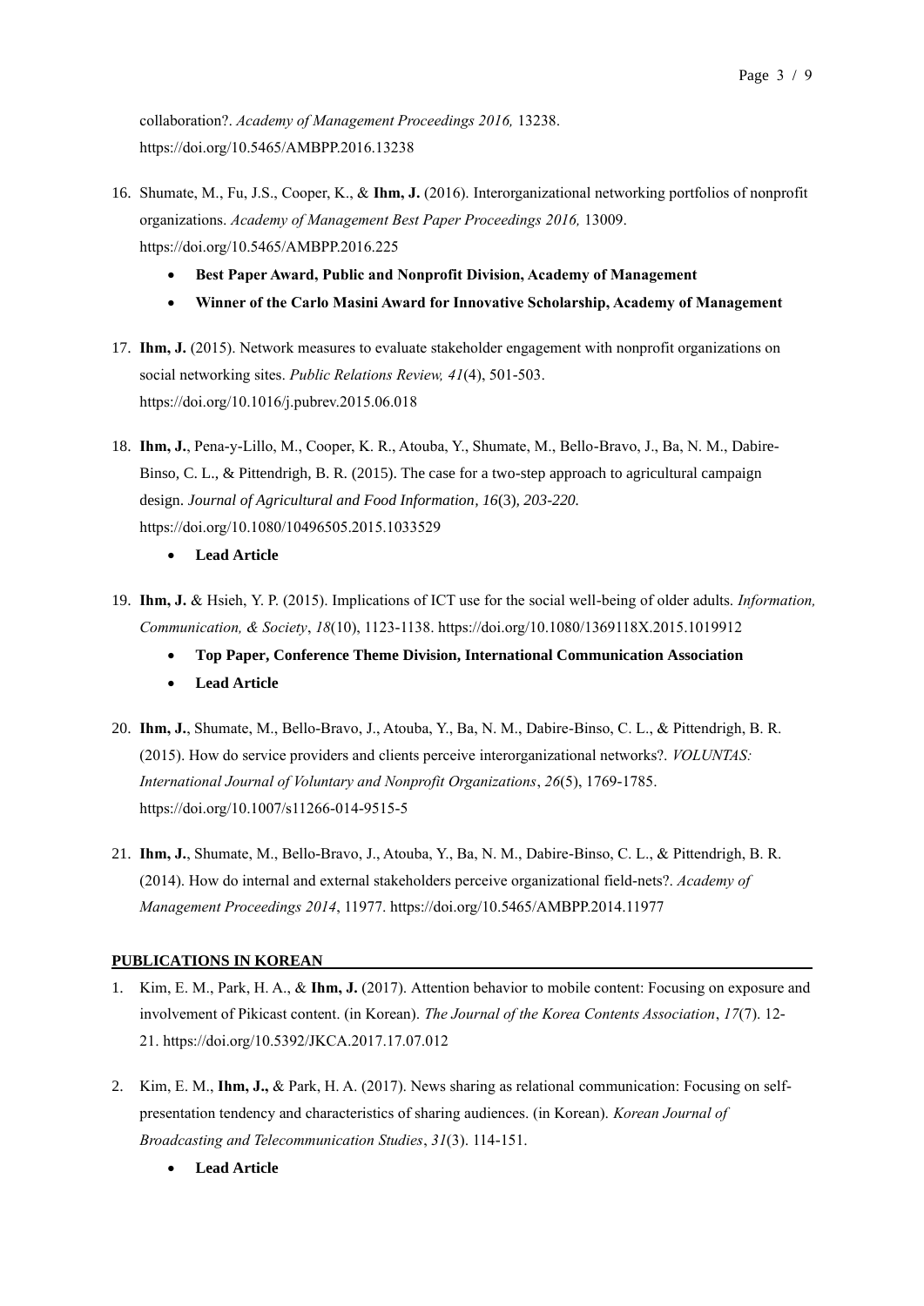collaboration?. *Academy of Management Proceedings 2016,* 13238. https://doi.org/10.5465/AMBPP.2016.13238

16. Shumate, M., Fu, J.S., Cooper, K., & **Ihm, J.** (2016). Interorganizational networking portfolios of nonprofit organizations. *Academy of Management Best Paper Proceedings 2016,* 13009. https://doi.org/10.5465/AMBPP.2016.225
    - **Best Paper Award, Public and Nonprofit Division, Academy of Management**
    - **Winner of the Carlo Masini Award for Innovative Scholarship, Academy of Management**

17. **Ihm, J.** (2015). Network measures to evaluate stakeholder engagement with nonprofit organizations on social networking sites. *Public Relations Review, 41*(4), 501-503. https://doi.org/10.1016/j.pubrev.2015.06.018

18. **Ihm, J.**, Pena-y-Lillo, M., Cooper, K. R., Atouba, Y., Shumate, M., Bello-Bravo, J., Ba, N. M., Dabire-Binso, C. L., & Pittendrigh, B. R. (2015). The case for a two-step approach to agricultural campaign design. *Journal of Agricultural and Food Information, 16*(3)*, 203-220.* https://doi.org/10.1080/10496505.2015.1033529
    - **Lead Article**

19. **Ihm, J.** & Hsieh, Y. P. (2015). Implications of ICT use for the social well-being of older adults. *Information, Communication, & Society*, *18*(10), 1123-1138. https://doi.org/10.1080/1369118X.2015.1019912
    - **Top Paper, Conference Theme Division, International Communication Association**
    - **Lead Article**

20. **Ihm, J.**, Shumate, M., Bello-Bravo, J., Atouba, Y., Ba, N. M., Dabire-Binso, C. L., & Pittendrigh, B. R. (2015). How do service providers and clients perceive interorganizational networks?. *VOLUNTAS: International Journal of Voluntary and Nonprofit Organizations*, *26*(5), 1769-1785. https://doi.org/10.1007/s11266-014-9515-5

21. **Ihm, J.**, Shumate, M., Bello-Bravo, J., Atouba, Y., Ba, N. M., Dabire-Binso, C. L., & Pittendrigh, B. R. (2014). How do internal and external stakeholders perceive organizational field-nets?. *Academy of Management Proceedings 2014*, 11977. https://doi.org/10.5465/AMBPP.2014.11977

## PUBLICATIONS IN KOREAN

1. Kim, E. M., Park, H. A., & **Ihm, J.** (2017). Attention behavior to mobile content: Focusing on exposure and involvement of Pikicast content. (in Korean). *The Journal of the Korea Contents Association*, *17*(7). 12-21. https://doi.org/10.5392/JKCA.2017.17.07.012

2. Kim, E. M., **Ihm, J.,** & Park, H. A. (2017). News sharing as relational communication: Focusing on self-presentation tendency and characteristics of sharing audiences. (in Korean). *Korean Journal of Broadcasting and Telecommunication Studies*, *31*(3). 114-151.
    - **Lead Article**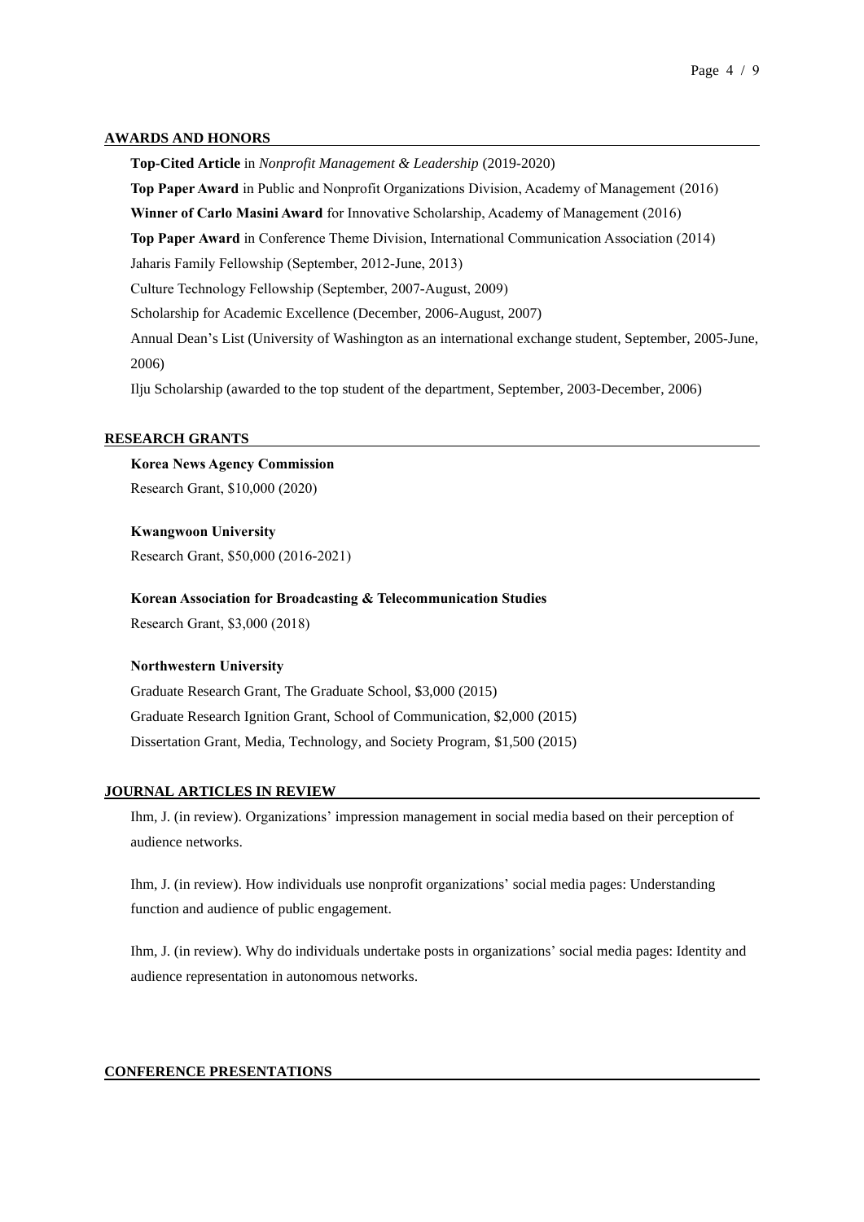## AWARDS AND HONORS

**Top-Cited Article** in *Nonprofit Management & Leadership* (2019-2020)

**Top Paper Award** in Public and Nonprofit Organizations Division, Academy of Management (2016)

**Winner of Carlo Masini Award** for Innovative Scholarship, Academy of Management (2016)

**Top Paper Award** in Conference Theme Division, International Communication Association (2014)

Jaharis Family Fellowship (September, 2012-June, 2013)

Culture Technology Fellowship (September, 2007-August, 2009)

Scholarship for Academic Excellence (December, 2006-August, 2007)

Annual Dean's List (University of Washington as an international exchange student, September, 2005-June, 2006)

Ilju Scholarship (awarded to the top student of the department, September, 2003-December, 2006)

## RESEARCH GRANTS

**Korea News Agency Commission**
Research Grant, $10,000 (2020)

**Kwangwoon University**
Research Grant, $50,000 (2016-2021)

**Korean Association for Broadcasting & Telecommunication Studies**
Research Grant, $3,000 (2018)

**Northwestern University**
Graduate Research Grant, The Graduate School, $3,000 (2015)
Graduate Research Ignition Grant, School of Communication, $2,000 (2015)
Dissertation Grant, Media, Technology, and Society Program, $1,500 (2015)

## JOURNAL ARTICLES IN REVIEW

Ihm, J. (in review). Organizations' impression management in social media based on their perception of audience networks.

Ihm, J. (in review). How individuals use nonprofit organizations' social media pages: Understanding function and audience of public engagement.

Ihm, J. (in review). Why do individuals undertake posts in organizations' social media pages: Identity and audience representation in autonomous networks.

## CONFERENCE PRESENTATIONS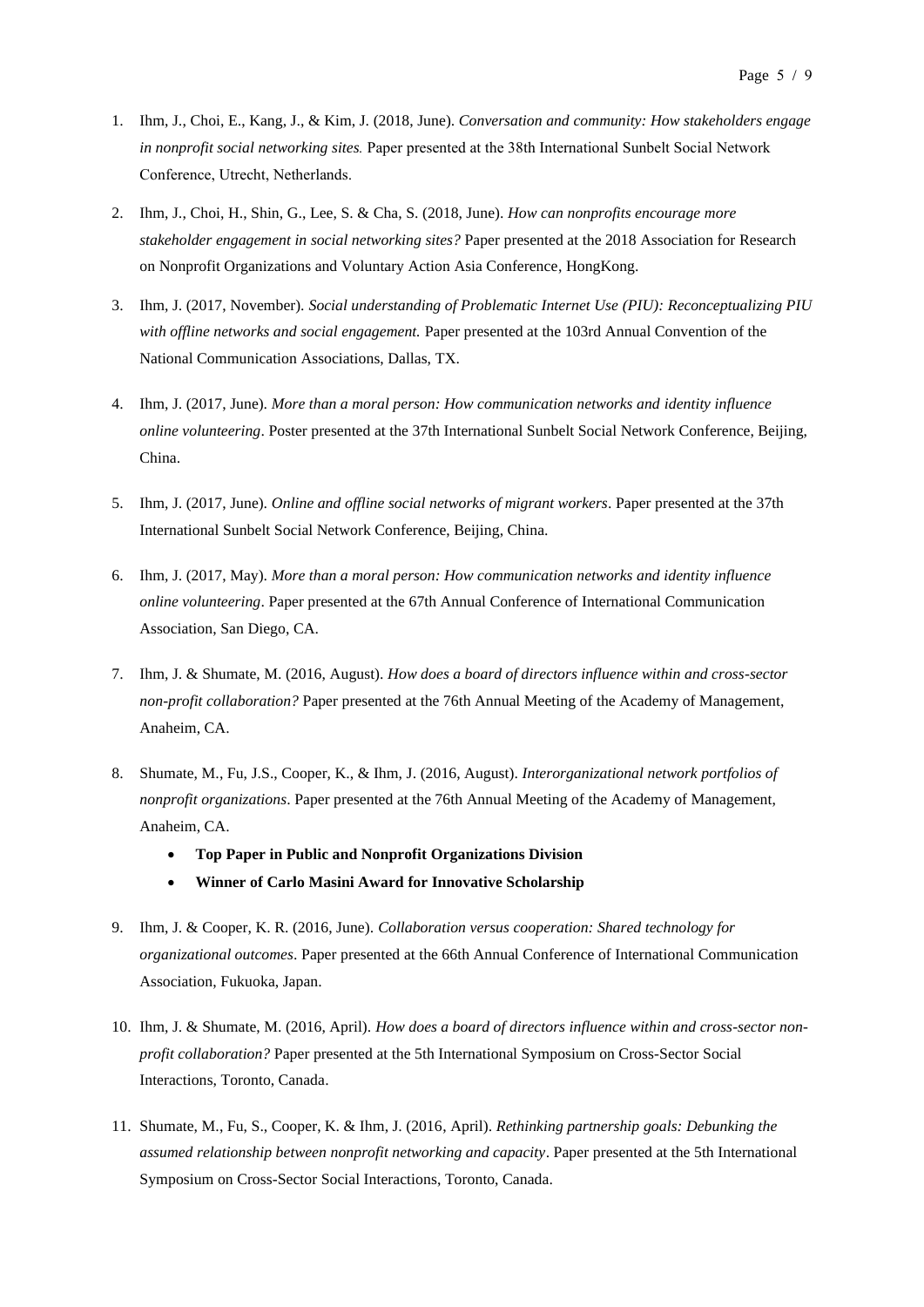1. Ihm, J., Choi, E., Kang, J., & Kim, J. (2018, June). *Conversation and community: How stakeholders engage in nonprofit social networking sites.* Paper presented at the 38th International Sunbelt Social Network Conference, Utrecht, Netherlands.

2. Ihm, J., Choi, H., Shin, G., Lee, S. & Cha, S. (2018, June). *How can nonprofits encourage more stakeholder engagement in social networking sites?* Paper presented at the 2018 Association for Research on Nonprofit Organizations and Voluntary Action Asia Conference, HongKong.

3. Ihm, J. (2017, November). *Social understanding of Problematic Internet Use (PIU): Reconceptualizing PIU with offline networks and social engagement.* Paper presented at the 103rd Annual Convention of the National Communication Associations, Dallas, TX.

4. Ihm, J. (2017, June). *More than a moral person: How communication networks and identity influence online volunteering*. Poster presented at the 37th International Sunbelt Social Network Conference, Beijing, China.

5. Ihm, J. (2017, June). *Online and offline social networks of migrant workers*. Paper presented at the 37th International Sunbelt Social Network Conference, Beijing, China.

6. Ihm, J. (2017, May). *More than a moral person: How communication networks and identity influence online volunteering*. Paper presented at the 67th Annual Conference of International Communication Association, San Diego, CA.

7. Ihm, J. & Shumate, M. (2016, August). *How does a board of directors influence within and cross-sector non-profit collaboration?* Paper presented at the 76th Annual Meeting of the Academy of Management, Anaheim, CA.

8. Shumate, M., Fu, J.S., Cooper, K., & Ihm, J. (2016, August). *Interorganizational network portfolios of nonprofit organizations*. Paper presented at the 76th Annual Meeting of the Academy of Management, Anaheim, CA.
   - **Top Paper in Public and Nonprofit Organizations Division**
   - **Winner of Carlo Masini Award for Innovative Scholarship**

9. Ihm, J. & Cooper, K. R. (2016, June). *Collaboration versus cooperation: Shared technology for organizational outcomes*. Paper presented at the 66th Annual Conference of International Communication Association, Fukuoka, Japan.

10. Ihm, J. & Shumate, M. (2016, April). *How does a board of directors influence within and cross-sector non-profit collaboration?* Paper presented at the 5th International Symposium on Cross-Sector Social Interactions, Toronto, Canada.

11. Shumate, M., Fu, S., Cooper, K. & Ihm, J. (2016, April). *Rethinking partnership goals: Debunking the assumed relationship between nonprofit networking and capacity*. Paper presented at the 5th International Symposium on Cross-Sector Social Interactions, Toronto, Canada.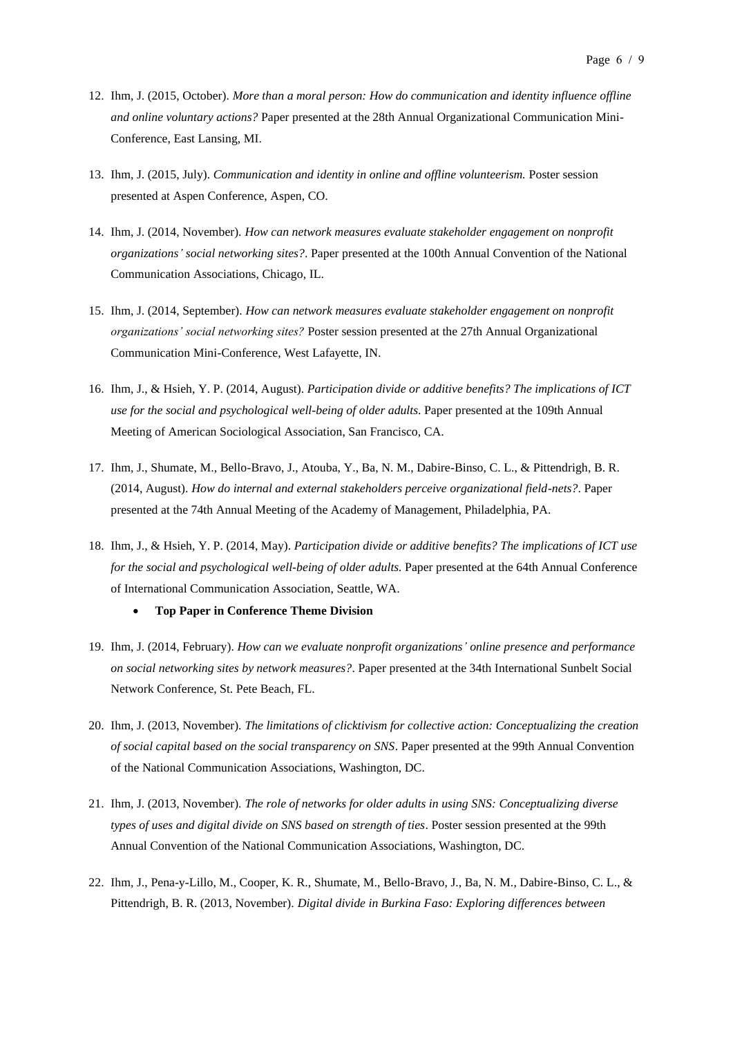12. Ihm, J. (2015, October). *More than a moral person: How do communication and identity influence offline and online voluntary actions?* Paper presented at the 28th Annual Organizational Communication Mini-Conference, East Lansing, MI.

13. Ihm, J. (2015, July). *Communication and identity in online and offline volunteerism.* Poster session presented at Aspen Conference, Aspen, CO.

14. Ihm, J. (2014, November). *How can network measures evaluate stakeholder engagement on nonprofit organizations' social networking sites?*. Paper presented at the 100th Annual Convention of the National Communication Associations, Chicago, IL.

15. Ihm, J. (2014, September). *How can network measures evaluate stakeholder engagement on nonprofit organizations' social networking sites?* Poster session presented at the 27th Annual Organizational Communication Mini-Conference, West Lafayette, IN.

16. Ihm, J., & Hsieh, Y. P. (2014, August). *Participation divide or additive benefits? The implications of ICT use for the social and psychological well-being of older adults*. Paper presented at the 109th Annual Meeting of American Sociological Association, San Francisco, CA.

17. Ihm, J., Shumate, M., Bello-Bravo, J., Atouba, Y., Ba, N. M., Dabire-Binso, C. L., & Pittendrigh, B. R. (2014, August). *How do internal and external stakeholders perceive organizational field-nets?*. Paper presented at the 74th Annual Meeting of the Academy of Management, Philadelphia, PA.

18. Ihm, J., & Hsieh, Y. P. (2014, May). *Participation divide or additive benefits? The implications of ICT use for the social and psychological well-being of older adults.* Paper presented at the 64th Annual Conference of International Communication Association, Seattle, WA.
    - **Top Paper in Conference Theme Division**

19. Ihm, J. (2014, February). *How can we evaluate nonprofit organizations' online presence and performance on social networking sites by network measures?*. Paper presented at the 34th International Sunbelt Social Network Conference, St. Pete Beach, FL.

20. Ihm, J. (2013, November). *The limitations of clicktivism for collective action: Conceptualizing the creation of social capital based on the social transparency on SNS*. Paper presented at the 99th Annual Convention of the National Communication Associations, Washington, DC.

21. Ihm, J. (2013, November). *The role of networks for older adults in using SNS: Conceptualizing diverse types of uses and digital divide on SNS based on strength of ties*. Poster session presented at the 99th Annual Convention of the National Communication Associations, Washington, DC.

22. Ihm, J., Pena-y-Lillo, M., Cooper, K. R., Shumate, M., Bello-Bravo, J., Ba, N. M., Dabire-Binso, C. L., & Pittendrigh, B. R. (2013, November). *Digital divide in Burkina Faso: Exploring differences between*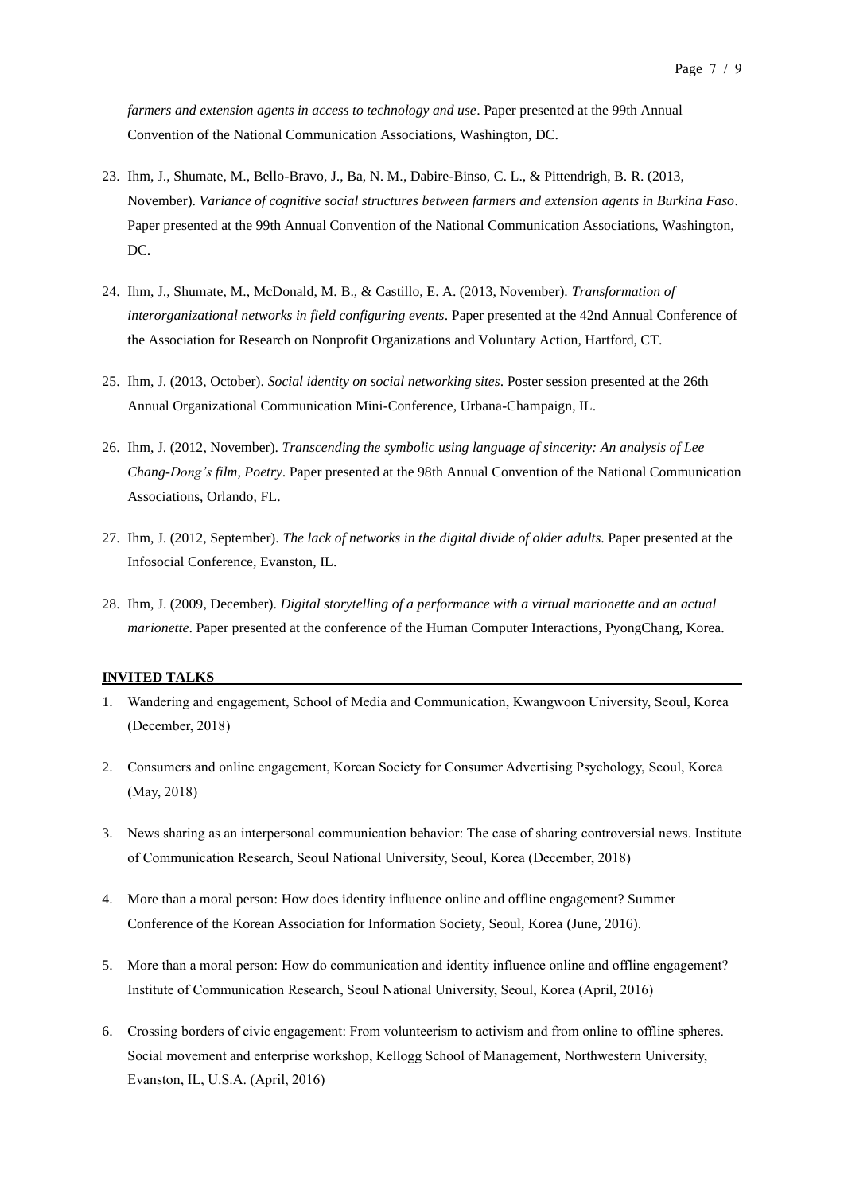*farmers and extension agents in access to technology and use*. Paper presented at the 99th Annual Convention of the National Communication Associations, Washington, DC.

23. Ihm, J., Shumate, M., Bello-Bravo, J., Ba, N. M., Dabire-Binso, C. L., & Pittendrigh, B. R. (2013, November). *Variance of cognitive social structures between farmers and extension agents in Burkina Faso*. Paper presented at the 99th Annual Convention of the National Communication Associations, Washington, DC.

24. Ihm, J., Shumate, M., McDonald, M. B., & Castillo, E. A. (2013, November). *Transformation of interorganizational networks in field configuring events*. Paper presented at the 42nd Annual Conference of the Association for Research on Nonprofit Organizations and Voluntary Action, Hartford, CT.

25. Ihm, J. (2013, October). *Social identity on social networking sites*. Poster session presented at the 26th Annual Organizational Communication Mini-Conference, Urbana-Champaign, IL.

26. Ihm, J. (2012, November). *Transcending the symbolic using language of sincerity: An analysis of Lee Chang-Dong's film, Poetry*. Paper presented at the 98th Annual Convention of the National Communication Associations, Orlando, FL.

27. Ihm, J. (2012, September). *The lack of networks in the digital divide of older adults*. Paper presented at the Infosocial Conference, Evanston, IL.

28. Ihm, J. (2009, December). *Digital storytelling of a performance with a virtual marionette and an actual marionette*. Paper presented at the conference of the Human Computer Interactions, PyongChang, Korea.

**INVITED TALKS**

1. Wandering and engagement, School of Media and Communication, Kwangwoon University, Seoul, Korea (December, 2018)

2. Consumers and online engagement, Korean Society for Consumer Advertising Psychology, Seoul, Korea (May, 2018)

3. News sharing as an interpersonal communication behavior: The case of sharing controversial news. Institute of Communication Research, Seoul National University, Seoul, Korea (December, 2018)

4. More than a moral person: How does identity influence online and offline engagement? Summer Conference of the Korean Association for Information Society, Seoul, Korea (June, 2016).

5. More than a moral person: How do communication and identity influence online and offline engagement? Institute of Communication Research, Seoul National University, Seoul, Korea (April, 2016)

6. Crossing borders of civic engagement: From volunteerism to activism and from online to offline spheres. Social movement and enterprise workshop, Kellogg School of Management, Northwestern University, Evanston, IL, U.S.A. (April, 2016)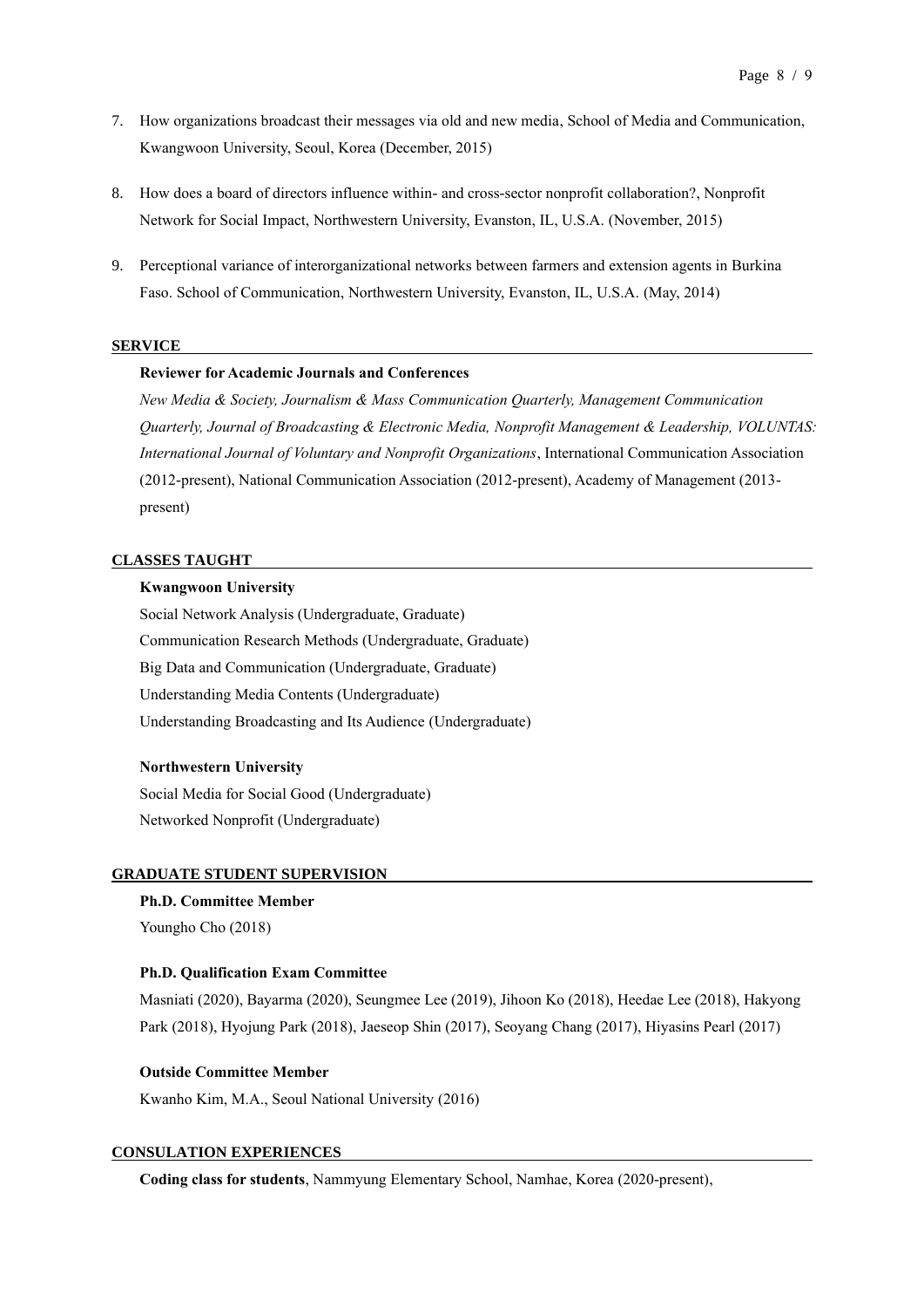7. How organizations broadcast their messages via old and new media, School of Media and Communication, Kwangwoon University, Seoul, Korea (December, 2015)

8. How does a board of directors influence within- and cross-sector nonprofit collaboration?, Nonprofit Network for Social Impact, Northwestern University, Evanston, IL, U.S.A. (November, 2015)

9. Perceptional variance of interorganizational networks between farmers and extension agents in Burkina Faso. School of Communication, Northwestern University, Evanston, IL, U.S.A. (May, 2014)

## SERVICE

**Reviewer for Academic Journals and Conferences**

*New Media & Society, Journalism & Mass Communication Quarterly, Management Communication Quarterly, Journal of Broadcasting & Electronic Media, Nonprofit Management & Leadership, VOLUNTAS: International Journal of Voluntary and Nonprofit Organizations*, International Communication Association (2012-present), National Communication Association (2012-present), Academy of Management (2013-present)

## CLASSES TAUGHT

**Kwangwoon University**

Social Network Analysis (Undergraduate, Graduate)
Communication Research Methods (Undergraduate, Graduate)
Big Data and Communication (Undergraduate, Graduate)
Understanding Media Contents (Undergraduate)
Understanding Broadcasting and Its Audience (Undergraduate)

**Northwestern University**

Social Media for Social Good (Undergraduate)
Networked Nonprofit (Undergraduate)

## GRADUATE STUDENT SUPERVISION

**Ph.D. Committee Member**

Youngho Cho (2018)

**Ph.D. Qualification Exam Committee**

Masniati (2020), Bayarma (2020), Seungmee Lee (2019), Jihoon Ko (2018), Heedae Lee (2018), Hakyong Park (2018), Hyojung Park (2018), Jaeseop Shin (2017), Seoyang Chang (2017), Hiyasins Pearl (2017)

**Outside Committee Member**

Kwanho Kim, M.A., Seoul National University (2016)

## CONSULATION EXPERIENCES

**Coding class for students**, Nammyung Elementary School, Namhae, Korea (2020-present),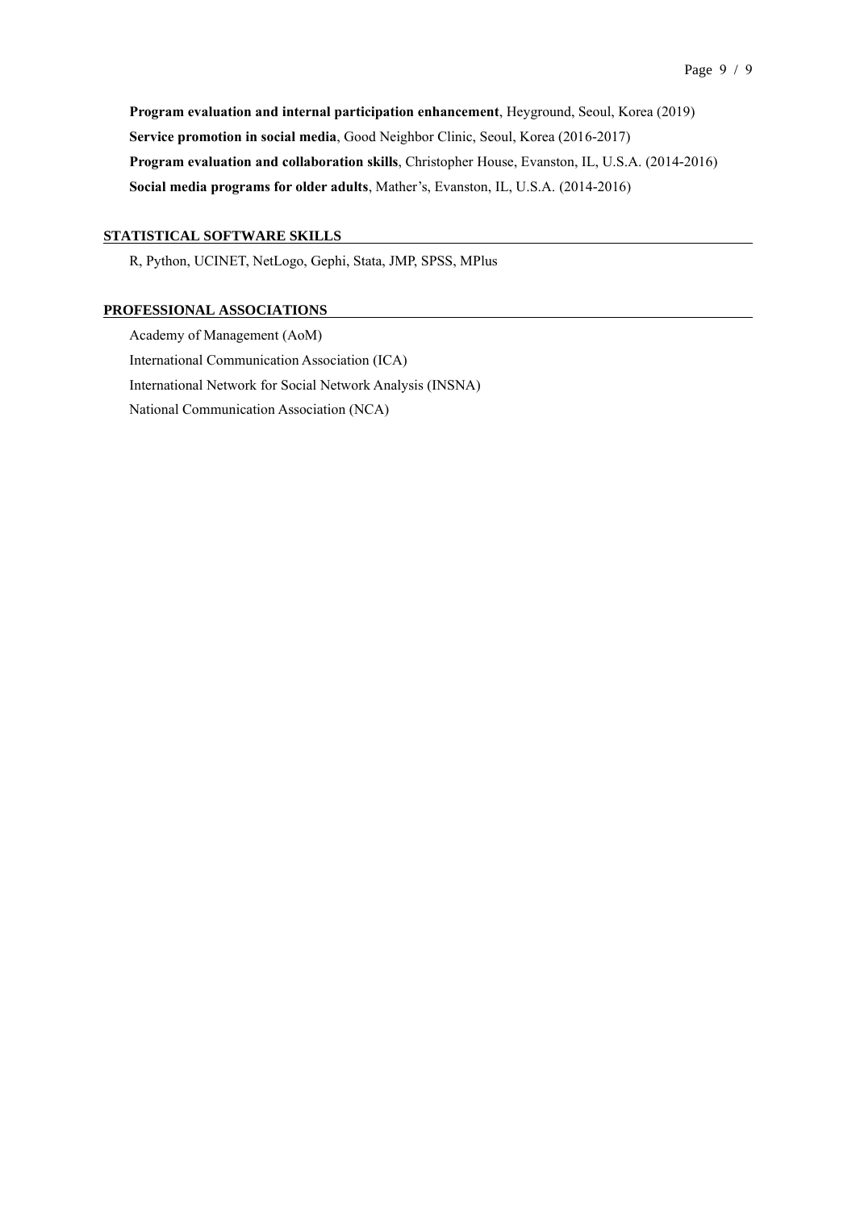**Program evaluation and internal participation enhancement**, Heyground, Seoul, Korea (2019)

**Service promotion in social media**, Good Neighbor Clinic, Seoul, Korea (2016-2017)

**Program evaluation and collaboration skills**, Christopher House, Evanston, IL, U.S.A. (2014-2016)

**Social media programs for older adults**, Mather's, Evanston, IL, U.S.A. (2014-2016)

## STATISTICAL SOFTWARE SKILLS

R, Python, UCINET, NetLogo, Gephi, Stata, JMP, SPSS, MPlus

## PROFESSIONAL ASSOCIATIONS

Academy of Management (AoM)

International Communication Association (ICA)

International Network for Social Network Analysis (INSNA)

National Communication Association (NCA)